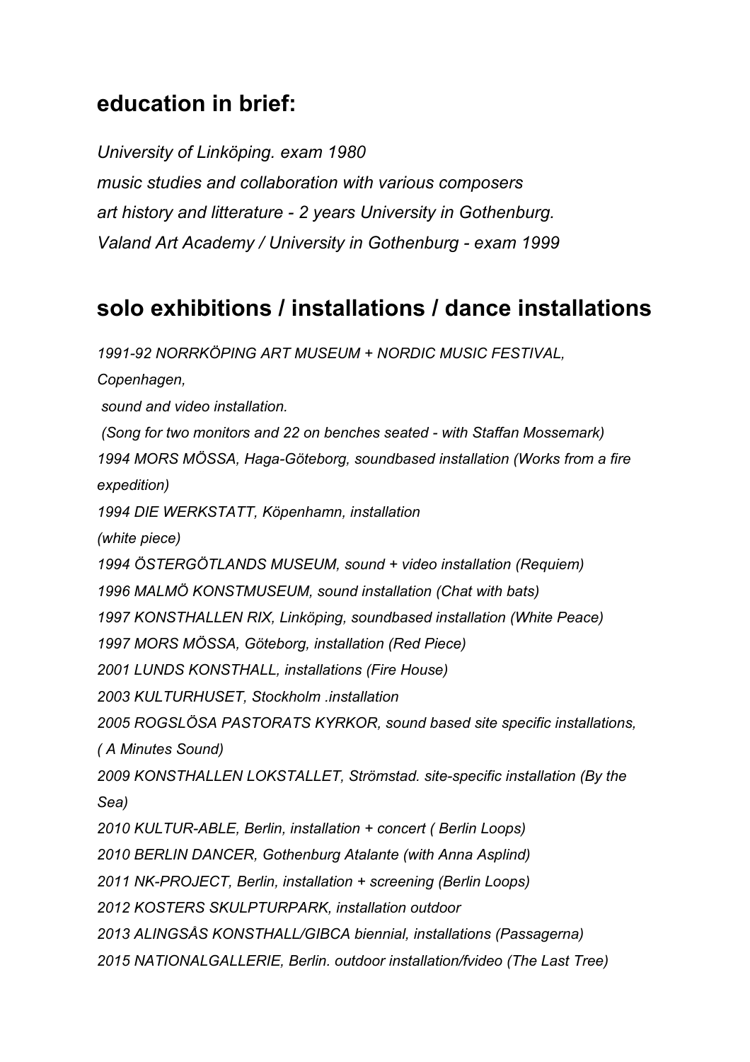## education in brief:

*University of Linköping. exam 1980*
*music studies and collaboration with various composers*
*art history and litterature - 2 years University in Gothenburg.*
*Valand Art Academy / University in Gothenburg - exam 1999*

## solo exhibitions / installations / dance installations

*1991-92 NORRKÖPING ART MUSEUM + NORDIC MUSIC FESTIVAL, Copenhagen,*
*sound and video installation.*
*(Song for two monitors and 22 on benches seated - with Staffan Mossemark)*
*1994 MORS MÖSSA, Haga-Göteborg, soundbased installation (Works from a fire expedition)*
*1994 DIE WERKSTATT, Köpenhamn, installation*
*(white piece)*
*1994 ÖSTERGÖTLANDS MUSEUM, sound + video installation (Requiem)*
*1996 MALMÖ KONSTMUSEUM, sound installation (Chat with bats)*
*1997 KONSTHALLEN RIX, Linköping, soundbased installation (White Peace)*
*1997 MORS MÖSSA, Göteborg, installation (Red Piece)*
*2001 LUNDS KONSTHALL, installations (Fire House)*
*2003 KULTURHUSET, Stockholm .installation*
*2005 ROGSLÖSA PASTORATS KYRKOR, sound based site specific installations, ( A Minutes Sound)*
*2009 KONSTHALLEN LOKSTALLET, Strömstad. site-specific installation (By the Sea)*
*2010 KULTUR-ABLE, Berlin, installation + concert ( Berlin Loops)*
*2010 BERLIN DANCER, Gothenburg Atalante (with Anna Asplind)*
*2011 NK-PROJECT, Berlin, installation + screening (Berlin Loops)*
*2012 KOSTERS SKULPTURPARK, installation outdoor*
*2013 ALINGSÅS KONSTHALL/GIBCA biennial, installations (Passagerna)*
*2015 NATIONALGALLERIE, Berlin. outdoor installation/fvideo (The Last Tree)*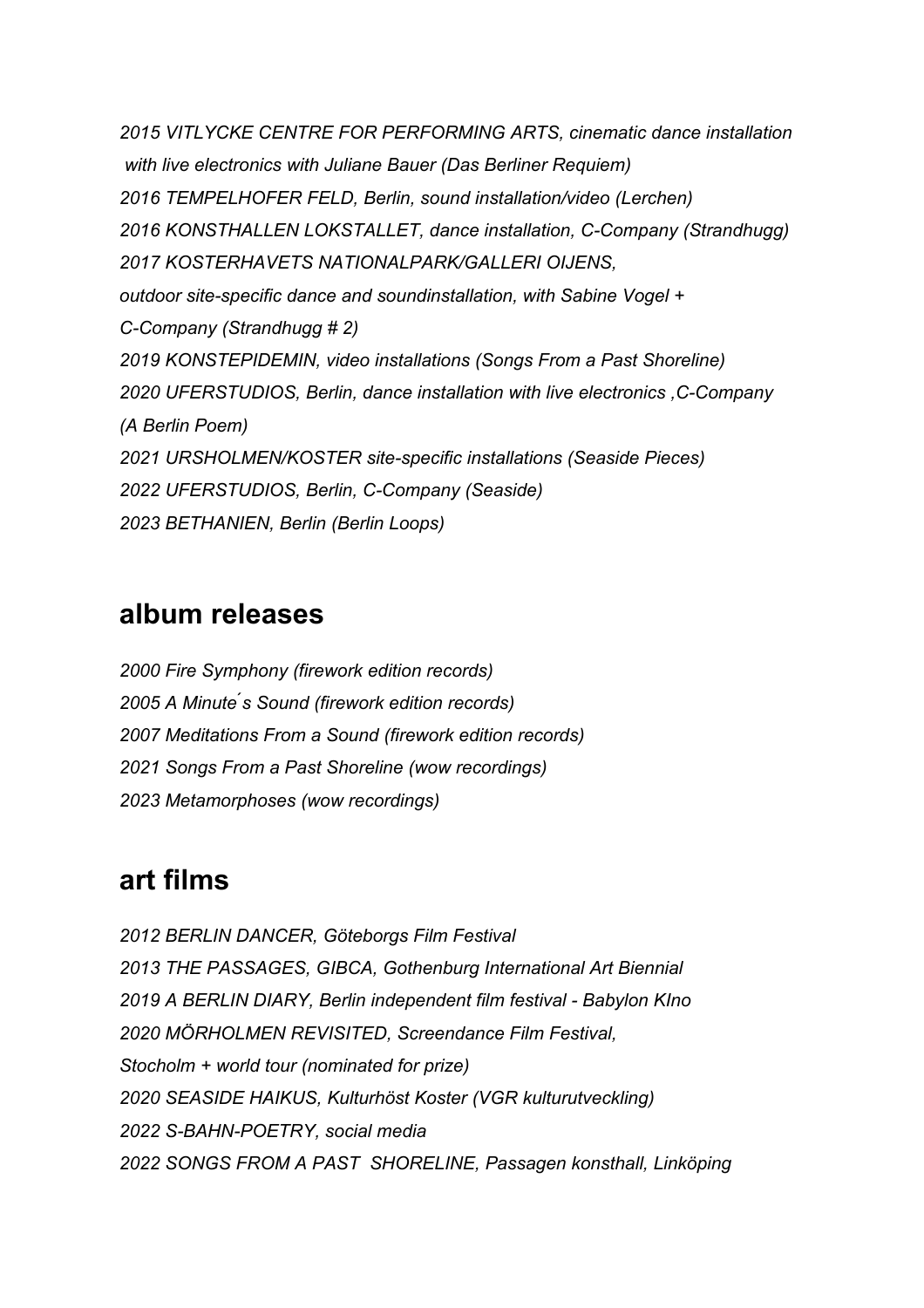*2015 VITLYCKE CENTRE FOR PERFORMING ARTS, cinematic dance installation with live electronics with Juliane Bauer (Das Berliner Requiem)*
*2016 TEMPELHOFER FELD, Berlin, sound installation/video (Lerchen)*
*2016 KONSTHALLEN LOKSTALLET, dance installation, C-Company (Strandhugg)*
*2017 KOSTERHAVETS NATIONALPARK/GALLERI OIJENS, outdoor site-specific dance and soundinstallation, with Sabine Vogel + C-Company (Strandhugg # 2)*
*2019 KONSTEPIDEMIN, video installations (Songs From a Past Shoreline)*
*2020 UFERSTUDIOS, Berlin, dance installation with live electronics ,C-Company (A Berlin Poem)*
*2021 URSHOLMEN/KOSTER site-specific installations (Seaside Pieces)*
*2022 UFERSTUDIOS, Berlin, C-Company (Seaside)*
*2023 BETHANIEN, Berlin (Berlin Loops)*

## album releases

*2000 Fire Symphony (firework edition records)*
*2005 A Minute´s Sound (firework edition records)*
*2007 Meditations From a Sound (firework edition records)*
*2021 Songs From a Past Shoreline (wow recordings)*
*2023 Metamorphoses (wow recordings)*

## art films

*2012 BERLIN DANCER, Göteborgs Film Festival*
*2013 THE PASSAGES, GIBCA, Gothenburg International Art Biennial*
*2019 A BERLIN DIARY, Berlin independent film festival - Babylon KIno*
*2020 MÖRHOLMEN REVISITED, Screendance Film Festival, Stocholm + world tour (nominated for prize)*
*2020 SEASIDE HAIKUS, Kulturhöst Koster (VGR kulturutveckling)*
*2022 S-BAHN-POETRY, social media*
*2022 SONGS FROM A PAST SHORELINE, Passagen konsthall, Linköping*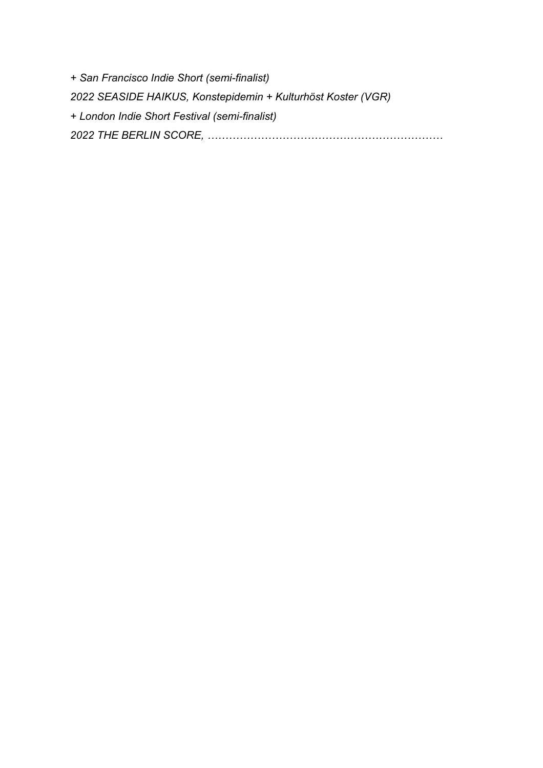*+ San Francisco Indie Short (semi-finalist)*

*2022 SEASIDE HAIKUS, Konstepidemin + Kulturhöst Koster (VGR)*

*+ London Indie Short Festival (semi-finalist)*

*2022 THE BERLIN SCORE, …………………………………………………………*